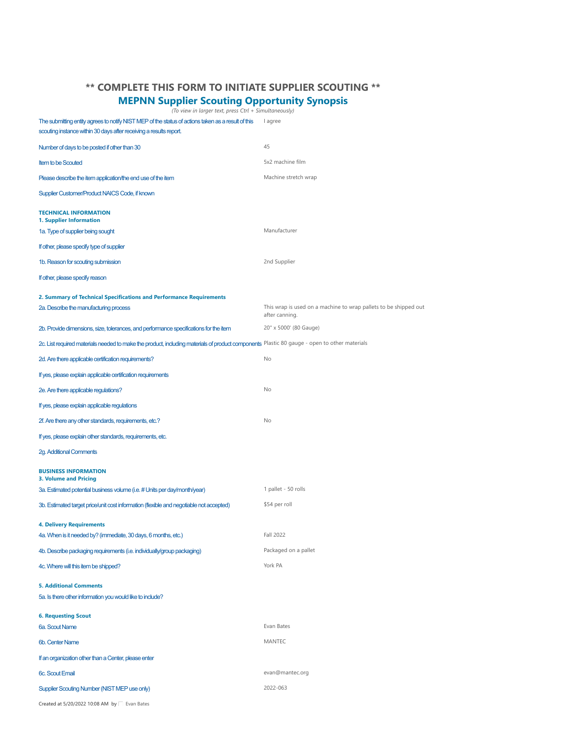## ** COMPLETE THIS FORM TO INITIATE SUPPLIER SCOUTING **

## MEPNN Supplier Scouting Opportunity Synopsis

*(To view in larger text, press Ctrl + Simultaneously)*

| | |
|---|---|
| The submitting entity agrees to notify NIST MEP of the status of actions taken as a result of this scouting instance within 30 days after receiving a results report. | I agree |
| Number of days to be posted if other than 30 | 45 |
| Item to be Scouted | 5x2 machine film |
| Please describe the item application/the end use of the item | Machine stretch wrap |
| Supplier Customer/Product NAICS Code, if known | |

**TECHNICAL INFORMATION**

**1. Supplier Information**

| | |
|---|---|
| 1a. Type of supplier being sought | Manufacturer |
| If other, please specify type of supplier | |
| 1b. Reason for scouting submission | 2nd Supplier |
| If other, please specify reason | |

**2. Summary of Technical Specifications and Performance Requirements**

| | |
|---|---|
| 2a. Describe the manufacturing process | This wrap is used on a machine to wrap pallets to be shipped out after canning. |
| 2b. Provide dimensions, size, tolerances, and performance specifications for the item | 20" x 5000' (80 Gauge) |
| 2c. List required materials needed to make the product, including materials of product components | Plastic 80 gauge - open to other materials |
| 2d. Are there applicable certification requirements? | No |
| If yes, please explain applicable certification requirements | |
| 2e. Are there applicable regulations? | No |
| If yes, please explain applicable regulations | |
| 2f. Are there any other standards, requirements, etc.? | No |
| If yes, please explain other standards, requirements, etc. | |
| 2g. Additional Comments | |

**BUSINESS INFORMATION**

**3. Volume and Pricing**

| | |
|---|---|
| 3a. Estimated potential business volume (i.e. # Units per day/month/year) | 1 pallet - 50 rolls |
| 3b. Estimated target price/unit cost information (flexible and negotiable not accepted) | $54 per roll |

**4. Delivery Requirements**

| | |
|---|---|
| 4a. When is it needed by? (immediate, 30 days, 6 months, etc.) | Fall 2022 |
| 4b. Describe packaging requirements (i.e. individually/group packaging) | Packaged on a pallet |
| 4c. Where will this item be shipped? | York PA |

**5. Additional Comments**

| | |
|---|---|
| 5a. Is there other information you would like to include? | |

**6. Requesting Scout**

| | |
|---|---|
| 6a. Scout Name | Evan Bates |
| 6b. Center Name | MANTEC |
| If an organization other than a Center, please enter | |
| 6c. Scout Email | evan@mantec.org |
| Supplier Scouting Number (NIST MEP use only) | 2022-063 |

Created at 5/20/2022 10:08 AM by Evan Bates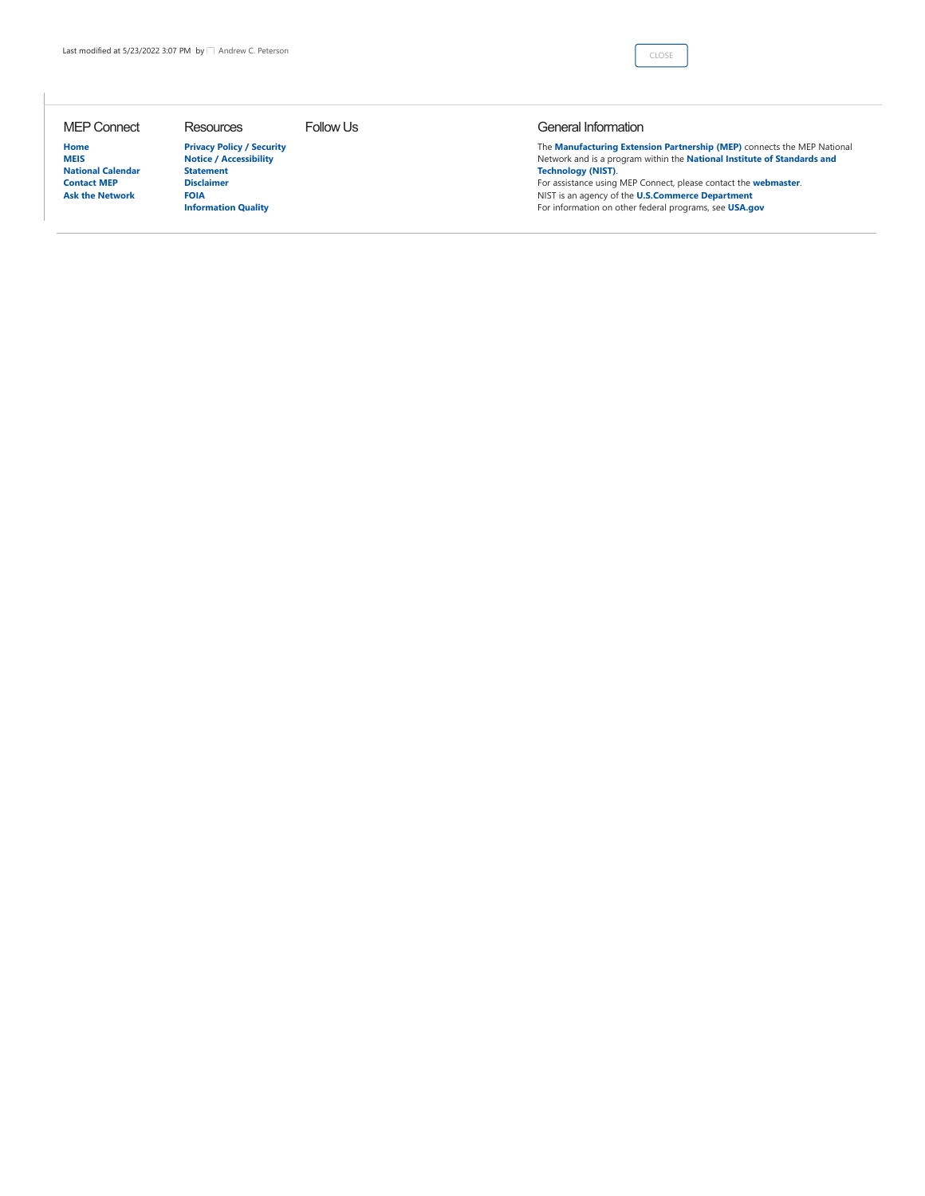Last modified at 5/23/2022 3:07 PM by Andrew C. Peterson

CLOSE

## MEP Connect

**Home**
**MEIS**
**National Calendar**
**Contact MEP**
**Ask the Network**

## Resources

**Privacy Policy / Security Notice / Accessibility Statement**
**Disclaimer**
**FOIA**
**Information Quality**

## Follow Us

## General Information

The **Manufacturing Extension Partnership (MEP)** connects the MEP National Network and is a program within the **National Institute of Standards and Technology (NIST)**.
For assistance using MEP Connect, please contact the **webmaster**.
NIST is an agency of the **U.S.Commerce Department**
For information on other federal programs, see **USA.gov**